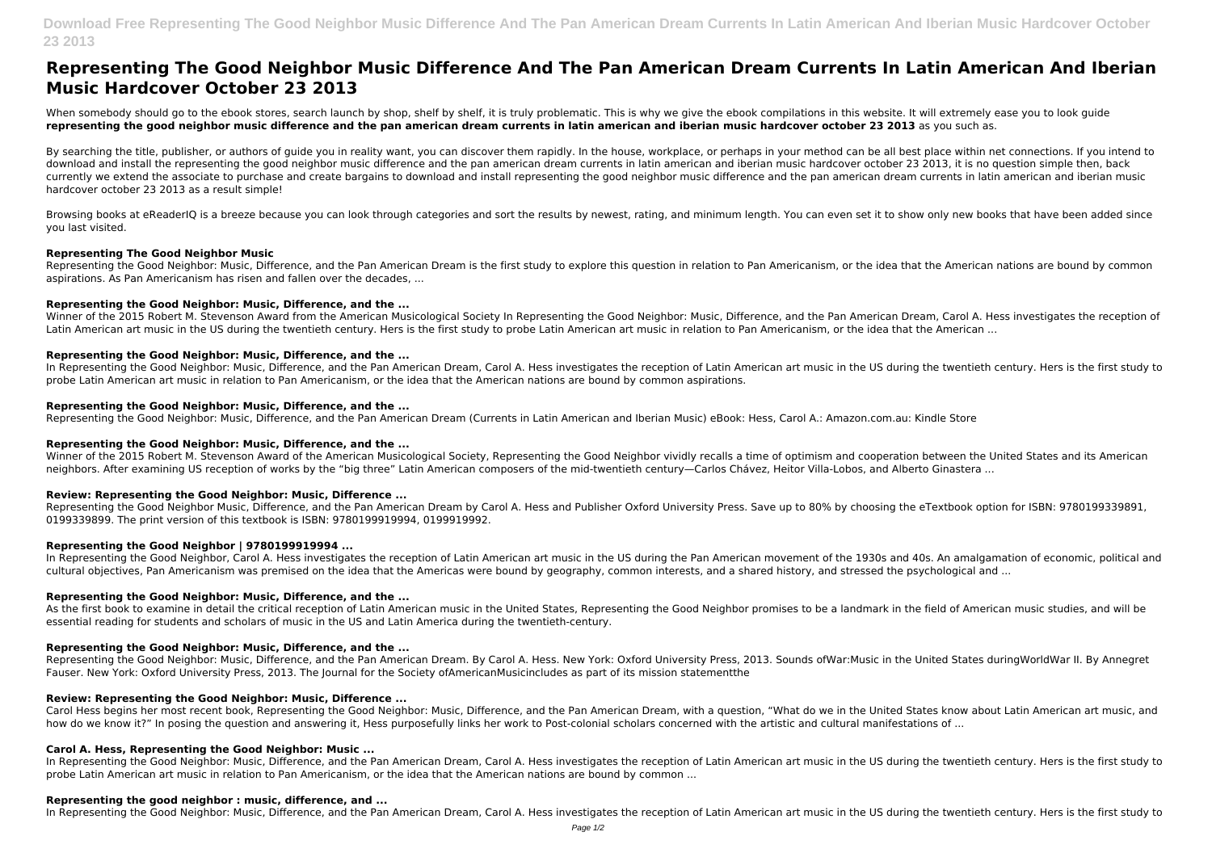# Representing The Good Neighbor Music Difference And The Pan American Dream Currents In Latin American And Iberian Music Hardcover October 23 2013

When somebody should go to the ebook stores, search launch by shop, shelf by shelf, it is truly problematic. This is why we give the ebook compilations in this website. It will extremely ease you to look guide **representing the good neighbor music difference and the pan american dream currents in latin american and iberian music hardcover october 23 2013** as you such as.

By searching the title, publisher, or authors of guide you in reality want, you can discover them rapidly. In the house, workplace, or perhaps in your method can be all best place within net connections. If you intend to download and install the representing the good neighbor music difference and the pan american dream currents in latin american and iberian music hardcover october 23 2013, it is no question simple then, back currently we extend the associate to purchase and create bargains to download and install representing the good neighbor music difference and the pan american dream currents in latin american and iberian music hardcover october 23 2013 as a result simple!

Browsing books at eReaderIQ is a breeze because you can look through categories and sort the results by newest, rating, and minimum length. You can even set it to show only new books that have been added since you last visited.

### Representing The Good Neighbor Music

Representing the Good Neighbor: Music, Difference, and the Pan American Dream is the first study to explore this question in relation to Pan Americanism, or the idea that the American nations are bound by common aspirations. As Pan Americanism has risen and fallen over the decades, ...

### Representing the Good Neighbor: Music, Difference, and the ...

Winner of the 2015 Robert M. Stevenson Award from the American Musicological Society In Representing the Good Neighbor: Music, Difference, and the Pan American Dream, Carol A. Hess investigates the reception of Latin American art music in the US during the twentieth century. Hers is the first study to probe Latin American art music in relation to Pan Americanism, or the idea that the American ...

### Representing the Good Neighbor: Music, Difference, and the ...

In Representing the Good Neighbor: Music, Difference, and the Pan American Dream, Carol A. Hess investigates the reception of Latin American art music in the US during the twentieth century. Hers is the first study to probe Latin American art music in relation to Pan Americanism, or the idea that the American nations are bound by common aspirations.

### Representing the Good Neighbor: Music, Difference, and the ...

Representing the Good Neighbor: Music, Difference, and the Pan American Dream (Currents in Latin American and Iberian Music) eBook: Hess, Carol A.: Amazon.com.au: Kindle Store

### Representing the Good Neighbor: Music, Difference, and the ...

Winner of the 2015 Robert M. Stevenson Award of the American Musicological Society, Representing the Good Neighbor vividly recalls a time of optimism and cooperation between the United States and its American neighbors. After examining US reception of works by the "big three" Latin American composers of the mid-twentieth century—Carlos Chávez, Heitor Villa-Lobos, and Alberto Ginastera ...

### Review: Representing the Good Neighbor: Music, Difference ...

Representing the Good Neighbor Music, Difference, and the Pan American Dream by Carol A. Hess and Publisher Oxford University Press. Save up to 80% by choosing the eTextbook option for ISBN: 9780199339891, 0199339899. The print version of this textbook is ISBN: 9780199919994, 0199919992.

### Representing the Good Neighbor | 9780199919994 ...

In Representing the Good Neighbor, Carol A. Hess investigates the reception of Latin American art music in the US during the Pan American movement of the 1930s and 40s. An amalgamation of economic, political and cultural objectives, Pan Americanism was premised on the idea that the Americas were bound by geography, common interests, and a shared history, and stressed the psychological and ...

### Representing the Good Neighbor: Music, Difference, and the ...

As the first book to examine in detail the critical reception of Latin American music in the United States, Representing the Good Neighbor promises to be a landmark in the field of American music studies, and will be essential reading for students and scholars of music in the US and Latin America during the twentieth-century.

### Representing the Good Neighbor: Music, Difference, and the ...

Representing the Good Neighbor: Music, Difference, and the Pan American Dream. By Carol A. Hess. New York: Oxford University Press, 2013. Sounds ofWar:Music in the United States duringWorldWar II. By Annegret Fauser. New York: Oxford University Press, 2013. The Journal for the Society ofAmericanMusicincludes as part of its mission statementthe

### Review: Representing the Good Neighbor: Music, Difference ...

Carol Hess begins her most recent book, Representing the Good Neighbor: Music, Difference, and the Pan American Dream, with a question, "What do we in the United States know about Latin American art music, and how do we know it?" In posing the question and answering it, Hess purposefully links her work to Post-colonial scholars concerned with the artistic and cultural manifestations of ...

### Carol A. Hess, Representing the Good Neighbor: Music ...

In Representing the Good Neighbor: Music, Difference, and the Pan American Dream, Carol A. Hess investigates the reception of Latin American art music in the US during the twentieth century. Hers is the first study to probe Latin American art music in relation to Pan Americanism, or the idea that the American nations are bound by common ...

### Representing the good neighbor : music, difference, and ...

In Representing the Good Neighbor: Music, Difference, and the Pan American Dream, Carol A. Hess investigates the reception of Latin American art music in the US during the twentieth century. Hers is the first study to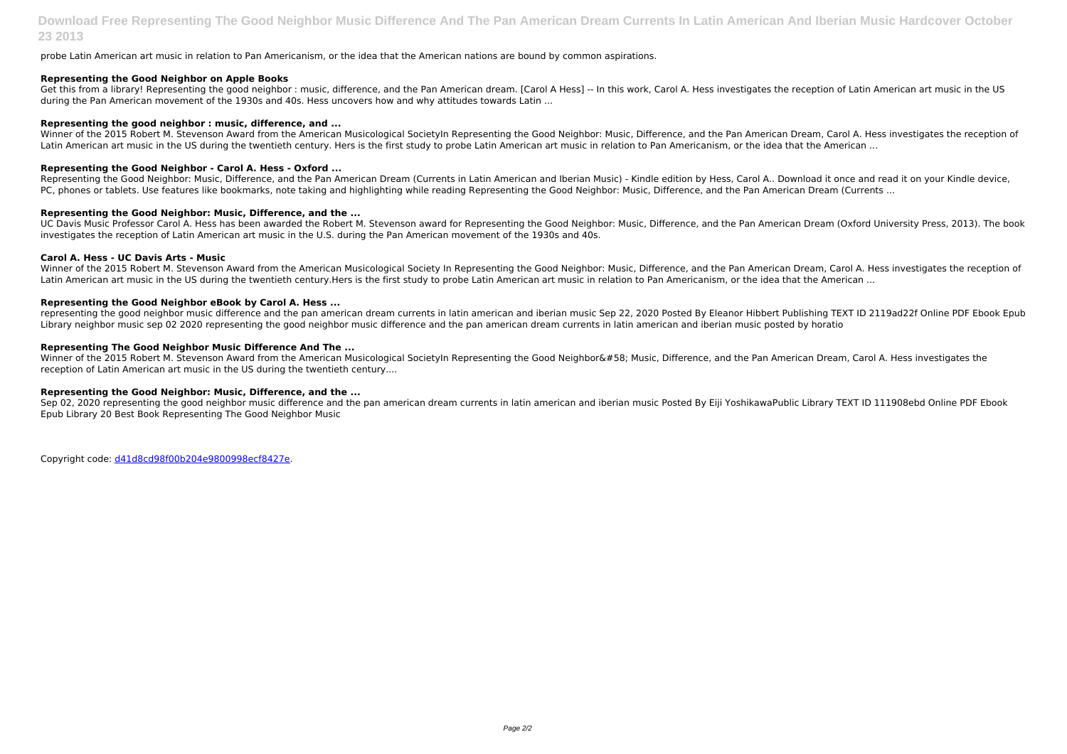probe Latin American art music in relation to Pan Americanism, or the idea that the American nations are bound by common aspirations.

### Representing the Good Neighbor on Apple Books

Get this from a library! Representing the good neighbor : music, difference, and the Pan American dream. [Carol A Hess] -- In this work, Carol A. Hess investigates the reception of Latin American art music in the US during the Pan American movement of the 1930s and 40s. Hess uncovers how and why attitudes towards Latin ...

### Representing the good neighbor : music, difference, and ...

Winner of the 2015 Robert M. Stevenson Award from the American Musicological SocietyIn Representing the Good Neighbor: Music, Difference, and the Pan American Dream, Carol A. Hess investigates the reception of Latin American art music in the US during the twentieth century. Hers is the first study to probe Latin American art music in relation to Pan Americanism, or the idea that the American ...

### Representing the Good Neighbor - Carol A. Hess - Oxford ...

Representing the Good Neighbor: Music, Difference, and the Pan American Dream (Currents in Latin American and Iberian Music) - Kindle edition by Hess, Carol A.. Download it once and read it on your Kindle device, PC, phones or tablets. Use features like bookmarks, note taking and highlighting while reading Representing the Good Neighbor: Music, Difference, and the Pan American Dream (Currents ...

### Representing the Good Neighbor: Music, Difference, and the ...

UC Davis Music Professor Carol A. Hess has been awarded the Robert M. Stevenson award for Representing the Good Neighbor: Music, Difference, and the Pan American Dream (Oxford University Press, 2013). The book investigates the reception of Latin American art music in the U.S. during the Pan American movement of the 1930s and 40s.

### Carol A. Hess - UC Davis Arts - Music

Winner of the 2015 Robert M. Stevenson Award from the American Musicological Society In Representing the Good Neighbor: Music, Difference, and the Pan American Dream, Carol A. Hess investigates the reception of Latin American art music in the US during the twentieth century.Hers is the first study to probe Latin American art music in relation to Pan Americanism, or the idea that the American ...

### Representing the Good Neighbor eBook by Carol A. Hess ...

representing the good neighbor music difference and the pan american dream currents in latin american and iberian music Sep 22, 2020 Posted By Eleanor Hibbert Publishing TEXT ID 2119ad22f Online PDF Ebook Epub Library neighbor music sep 02 2020 representing the good neighbor music difference and the pan american dream currents in latin american and iberian music posted by horatio

### Representing The Good Neighbor Music Difference And The ...

Winner of the 2015 Robert M. Stevenson Award from the American Musicological SocietyIn Representing the Good Neighbor&#58; Music, Difference, and the Pan American Dream, Carol A. Hess investigates the reception of Latin American art music in the US during the twentieth century....

### Representing the Good Neighbor: Music, Difference, and the ...

Sep 02, 2020 representing the good neighbor music difference and the pan american dream currents in latin american and iberian music Posted By Eiji YoshikawaPublic Library TEXT ID 111908ebd Online PDF Ebook Epub Library 20 Best Book Representing The Good Neighbor Music

Copyright code: d41d8cd98f00b204e9800998ecf8427e.